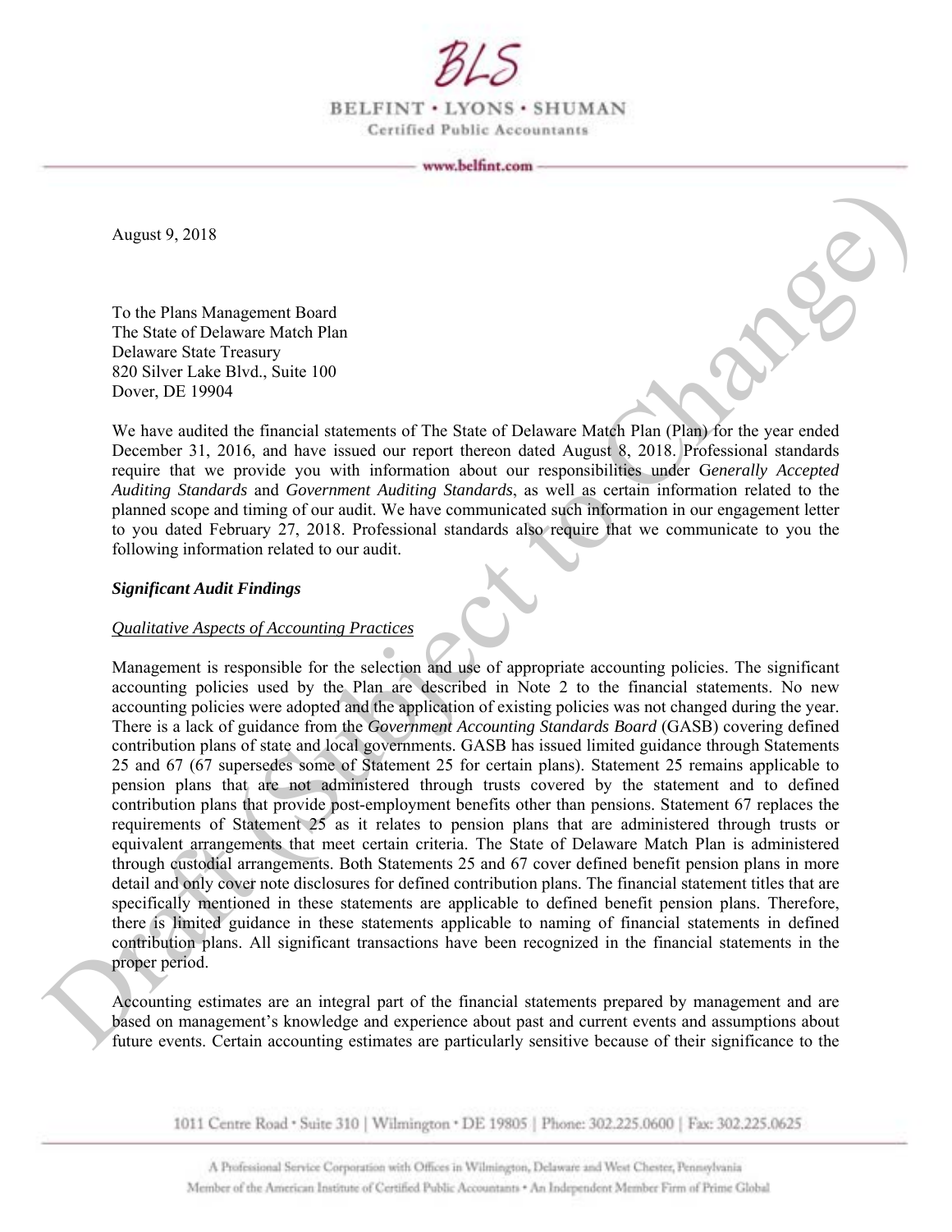# BLS

**BELFINT • LYONS • SHUMAN**
Certified Public Accountants

www.belfint.com

August 9, 2018

To the Plans Management Board
The State of Delaware Match Plan
Delaware State Treasury
820 Silver Lake Blvd., Suite 100
Dover, DE 19904

We have audited the financial statements of The State of Delaware Match Plan (Plan) for the year ended December 31, 2016, and have issued our report thereon dated August 8, 2018. Professional standards require that we provide you with information about our responsibilities under G*enerally Accepted Auditing Standards* and *Government Auditing Standards*, as well as certain information related to the planned scope and timing of our audit. We have communicated such information in our engagement letter to you dated February 27, 2018. Professional standards also require that we communicate to you the following information related to our audit.

***Significant Audit Findings***

*Qualitative Aspects of Accounting Practices*

Management is responsible for the selection and use of appropriate accounting policies. The significant accounting policies used by the Plan are described in Note 2 to the financial statements. No new accounting policies were adopted and the application of existing policies was not changed during the year. There is a lack of guidance from the *Government Accounting Standards Board* (GASB) covering defined contribution plans of state and local governments. GASB has issued limited guidance through Statements 25 and 67 (67 supersedes some of Statement 25 for certain plans). Statement 25 remains applicable to pension plans that are not administered through trusts covered by the statement and to defined contribution plans that provide post-employment benefits other than pensions. Statement 67 replaces the requirements of Statement 25 as it relates to pension plans that are administered through trusts or equivalent arrangements that meet certain criteria. The State of Delaware Match Plan is administered through custodial arrangements. Both Statements 25 and 67 cover defined benefit pension plans in more detail and only cover note disclosures for defined contribution plans. The financial statement titles that are specifically mentioned in these statements are applicable to defined benefit pension plans. Therefore, there is limited guidance in these statements applicable to naming of financial statements in defined contribution plans. All significant transactions have been recognized in the financial statements in the proper period.

Accounting estimates are an integral part of the financial statements prepared by management and are based on management's knowledge and experience about past and current events and assumptions about future events. Certain accounting estimates are particularly sensitive because of their significance to the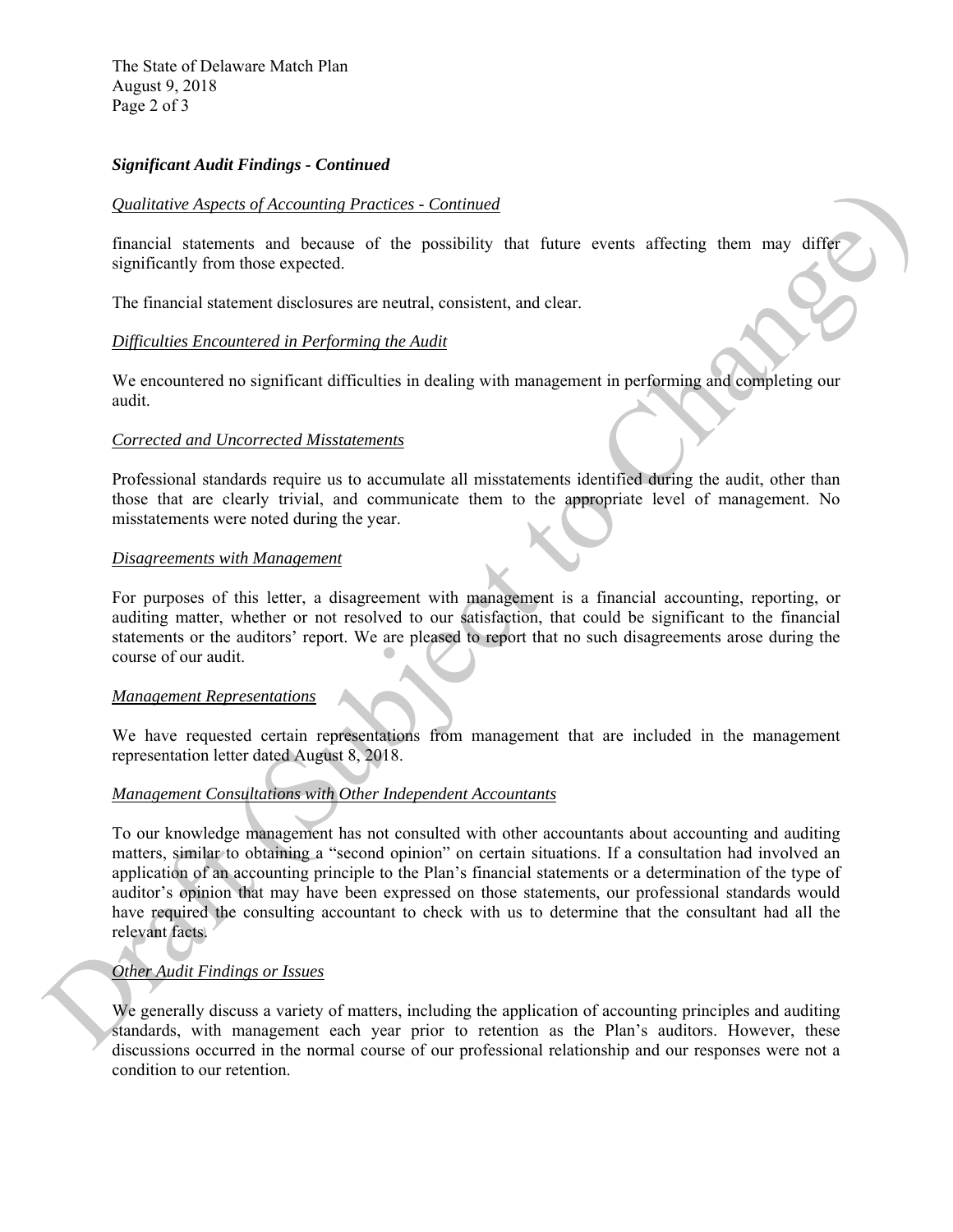### *Significant Audit Findings - Continued*

*Qualitative Aspects of Accounting Practices - Continued*

financial statements and because of the possibility that future events affecting them may differ significantly from those expected.

The financial statement disclosures are neutral, consistent, and clear.

*Difficulties Encountered in Performing the Audit*

We encountered no significant difficulties in dealing with management in performing and completing our audit.

*Corrected and Uncorrected Misstatements*

Professional standards require us to accumulate all misstatements identified during the audit, other than those that are clearly trivial, and communicate them to the appropriate level of management. No misstatements were noted during the year.

*Disagreements with Management*

For purposes of this letter, a disagreement with management is a financial accounting, reporting, or auditing matter, whether or not resolved to our satisfaction, that could be significant to the financial statements or the auditors' report. We are pleased to report that no such disagreements arose during the course of our audit.

*Management Representations*

We have requested certain representations from management that are included in the management representation letter dated August 8, 2018.

*Management Consultations with Other Independent Accountants*

To our knowledge management has not consulted with other accountants about accounting and auditing matters, similar to obtaining a "second opinion" on certain situations. If a consultation had involved an application of an accounting principle to the Plan's financial statements or a determination of the type of auditor's opinion that may have been expressed on those statements, our professional standards would have required the consulting accountant to check with us to determine that the consultant had all the relevant facts.

*Other Audit Findings or Issues*

We generally discuss a variety of matters, including the application of accounting principles and auditing standards, with management each year prior to retention as the Plan's auditors. However, these discussions occurred in the normal course of our professional relationship and our responses were not a condition to our retention.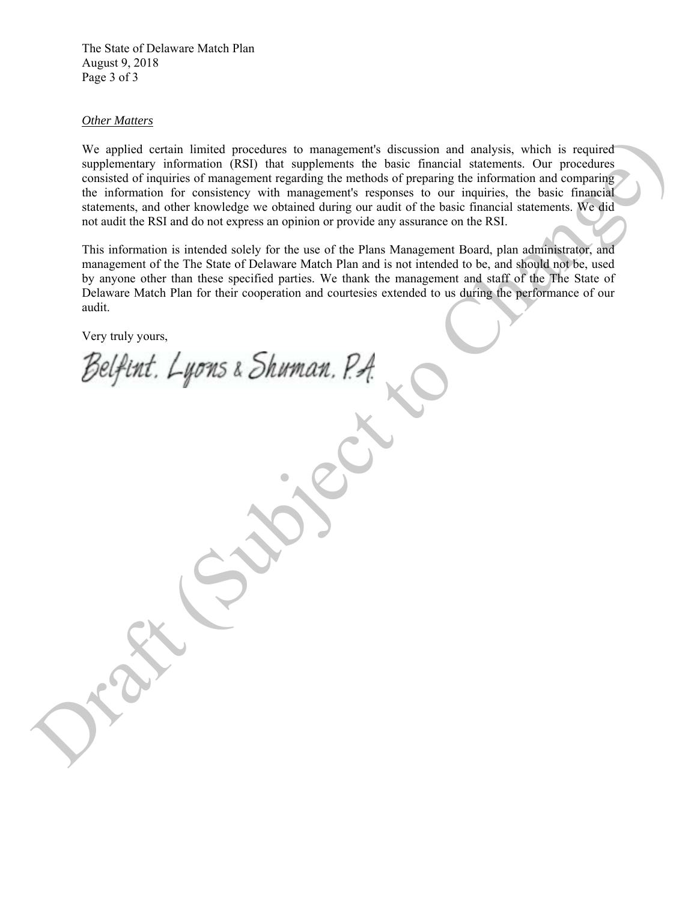*Other Matters*

We applied certain limited procedures to management's discussion and analysis, which is required supplementary information (RSI) that supplements the basic financial statements. Our procedures consisted of inquiries of management regarding the methods of preparing the information and comparing the information for consistency with management's responses to our inquiries, the basic financial statements, and other knowledge we obtained during our audit of the basic financial statements. We did not audit the RSI and do not express an opinion or provide any assurance on the RSI.

This information is intended solely for the use of the Plans Management Board, plan administrator, and management of the The State of Delaware Match Plan and is not intended to be, and should not be, used by anyone other than these specified parties. We thank the management and staff of the The State of Delaware Match Plan for their cooperation and courtesies extended to us during the performance of our audit.

Very truly yours,

Belfint, Lyons & Shuman, P.A.

Draft (Subject to Change)